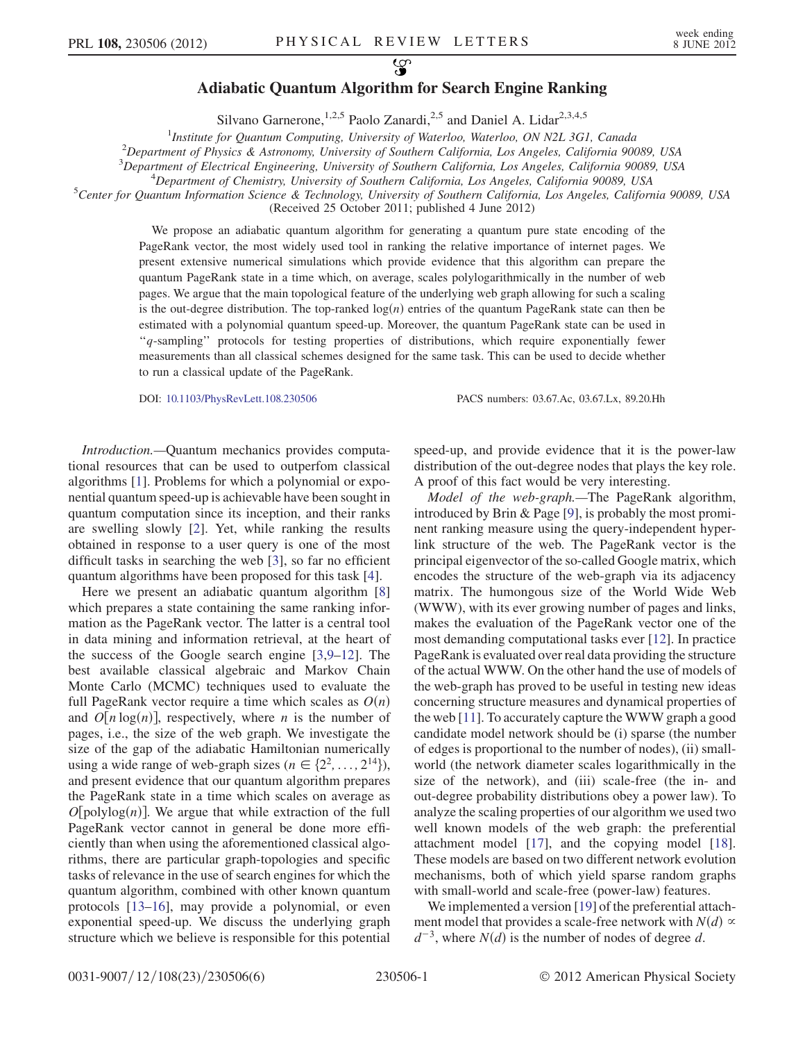# Adiabatic Quantum Algorithm for Search Engine Ranking

Silvano Garnerone,[1,2,5] Paolo Zanardi,[2,5] and Daniel A. Lidar[2,3,4,5]

[1]Institute for Quantum Computing, University of Waterloo, Waterloo, ON N2L 3G1, Canada
[2]Department of Physics & Astronomy, University of Southern California, Los Angeles, California 90089, USA
[3]Department of Electrical Engineering, University of Southern California, Los Angeles, California 90089, USA
[4]Department of Chemistry, University of Southern California, Los Angeles, California 90089, USA
[5]Center for Quantum Information Science & Technology, University of Southern California, Los Angeles, California 90089, USA

(Received 25 October 2011; published 4 June 2012)

We propose an adiabatic quantum algorithm for generating a quantum pure state encoding of the PageRank vector, the most widely used tool in ranking the relative importance of internet pages. We present extensive numerical simulations which provide evidence that this algorithm can prepare the quantum PageRank state in a time which, on average, scales polylogarithmically in the number of web pages. We argue that the main topological feature of the underlying web graph allowing for such a scaling is the out-degree distribution. The top-ranked $\log(n)$ entries of the quantum PageRank state can then be estimated with a polynomial quantum speed-up. Moreover, the quantum PageRank state can be used in "$q$-sampling" protocols for testing properties of distributions, which require exponentially fewer measurements than all classical schemes designed for the same task. This can be used to decide whether to run a classical update of the PageRank.

DOI: 10.1103/PhysRevLett.108.230506 PACS numbers: 03.67.Ac, 03.67.Lx, 89.20.Hh

*Introduction.*—Quantum mechanics provides computational resources that can be used to outperfom classical algorithms [1]. Problems for which a polynomial or exponential quantum speed-up is achievable have been sought in quantum computation since its inception, and their ranks are swelling slowly [2]. Yet, while ranking the results obtained in response to a user query is one of the most difficult tasks in searching the web [3], so far no efficient quantum algorithms have been proposed for this task [4].

Here we present an adiabatic quantum algorithm [8] which prepares a state containing the same ranking information as the PageRank vector. The latter is a central tool in data mining and information retrieval, at the heart of the success of the Google search engine [3,9–12]. The best available classical algebraic and Markov Chain Monte Carlo (MCMC) techniques used to evaluate the full PageRank vector require a time which scales as $O(n)$ and $O[n\log(n)]$, respectively, where $n$ is the number of pages, i.e., the size of the web graph. We investigate the size of the gap of the adiabatic Hamiltonian numerically using a wide range of web-graph sizes ($n \in \{2^2, \ldots, 2^{14}\}$), and present evidence that our quantum algorithm prepares the PageRank state in a time which scales on average as $O[\mathrm{polylog}(n)]$. We argue that while extraction of the full PageRank vector cannot in general be done more efficiently than when using the aforementioned classical algorithms, there are particular graph-topologies and specific tasks of relevance in the use of search engines for which the quantum algorithm, combined with other known quantum protocols [13–16], may provide a polynomial, or even exponential speed-up. We discuss the underlying graph structure which we believe is responsible for this potential speed-up, and provide evidence that it is the power-law distribution of the out-degree nodes that plays the key role. A proof of this fact would be very interesting.

*Model of the web-graph.*—The PageRank algorithm, introduced by Brin & Page [9], is probably the most prominent ranking measure using the query-independent hyperlink structure of the web. The PageRank vector is the principal eigenvector of the so-called Google matrix, which encodes the structure of the web-graph via its adjacency matrix. The humongous size of the World Wide Web (WWW), with its ever growing number of pages and links, makes the evaluation of the PageRank vector one of the most demanding computational tasks ever [12]. In practice PageRank is evaluated over real data providing the structure of the actual WWW. On the other hand the use of models of the web-graph has proved to be useful in testing new ideas concerning structure measures and dynamical properties of the web [11]. To accurately capture the WWW graph a good candidate model network should be (i) sparse (the number of edges is proportional to the number of nodes), (ii) small-world (the network diameter scales logarithmically in the size of the network), and (iii) scale-free (the in- and out-degree probability distributions obey a power law). To analyze the scaling properties of our algorithm we used two well known models of the web graph: the preferential attachment model [17], and the copying model [18]. These models are based on two different network evolution mechanisms, both of which yield sparse random graphs with small-world and scale-free (power-law) features.

We implemented a version [19] of the preferential attachment model that provides a scale-free network with $N(d) \propto d^{-3}$, where $N(d)$ is the number of nodes of degree $d$.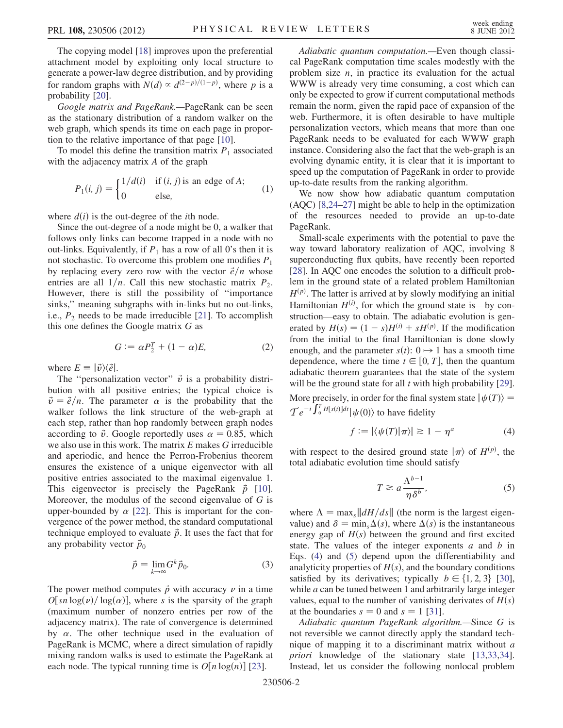The copying model [18] improves upon the preferential attachment model by exploiting only local structure to generate a power-law degree distribution, and by providing for random graphs with $N(d) \propto d^{(2-p)/(1-p)}$, where $p$ is a probability [20].

*Google matrix and PageRank.*—PageRank can be seen as the stationary distribution of a random walker on the web graph, which spends its time on each page in proportion to the relative importance of that page [10].

To model this define the transition matrix $P_1$ associated with the adjacency matrix $A$ of the graph

$$P_1(i, j) = \begin{cases} 1/d(i) & \text{if } (i, j) \text{ is an edge of } A; \\ 0 & \text{else,} \end{cases} \tag{1}$$

where $d(i)$ is the out-degree of the $i$th node.

Since the out-degree of a node might be 0, a walker that follows only links can become trapped in a node with no out-links. Equivalently, if $P_1$ has a row of all 0's then it is not stochastic. To overcome this problem one modifies $P_1$ by replacing every zero row with the vector $\vec{e}/n$ whose entries are all $1/n$. Call this new stochastic matrix $P_2$. However, there is still the possibility of "importance sinks," meaning subgraphs with in-links but no out-links, i.e., $P_2$ needs to be made irreducible [21]. To accomplish this one defines the Google matrix $G$ as

$$G := \alpha P_2^T + (1 - \alpha)E, \tag{2}$$

where $E \equiv |\vec{v}\rangle\langle\vec{e}|$.

The "personalization vector" $\vec{v}$ is a probability distribution with all positive entries; the typical choice is $\vec{v} = \vec{e}/n$. The parameter $\alpha$ is the probability that the walker follows the link structure of the web-graph at each step, rather than hop randomly between graph nodes according to $\vec{v}$. Google reportedly uses $\alpha = 0.85$, which we also use in this work. The matrix $E$ makes $G$ irreducible and aperiodic, and hence the Perron-Frobenius theorem ensures the existence of a unique eigenvector with all positive entries associated to the maximal eigenvalue 1. This eigenvector is precisely the PageRank $\vec{p}$ [10]. Moreover, the modulus of the second eigenvalue of $G$ is upper-bounded by $\alpha$ [22]. This is important for the convergence of the power method, the standard computational technique employed to evaluate $\vec{p}$. It uses the fact that for any probability vector $\vec{p}_0$

$$\vec{p} = \lim_{k\to\infty} G^k \vec{p}_0. \tag{3}$$

The power method computes $\vec{p}$ with accuracy $\nu$ in a time $O[sn\log(\nu)/\log(\alpha)]$, where $s$ is the sparsity of the graph (maximum number of nonzero entries per row of the adjacency matrix). The rate of convergence is determined by $\alpha$. The other technique used in the evaluation of PageRank is MCMC, where a direct simulation of rapidly mixing random walks is used to estimate the PageRank at each node. The typical running time is $O[n\log(n)]$ [23].

*Adiabatic quantum computation.*—Even though classical PageRank computation time scales modestly with the problem size $n$, in practice its evaluation for the actual WWW is already very time consuming, a cost which can only be expected to grow if current computational methods remain the norm, given the rapid pace of expansion of the web. Furthermore, it is often desirable to have multiple personalization vectors, which means that more than one PageRank needs to be evaluated for each WWW graph instance. Considering also the fact that the web-graph is an evolving dynamic entity, it is clear that it is important to speed up the computation of PageRank in order to provide up-to-date results from the ranking algorithm.

We now show how adiabatic quantum computation (AQC) [8,24–27] might be able to help in the optimization of the resources needed to provide an up-to-date PageRank.

Small-scale experiments with the potential to pave the way toward laboratory realization of AQC, involving 8 superconducting flux qubits, have recently been reported [28]. In AQC one encodes the solution to a difficult problem in the ground state of a related problem Hamiltonian $H^{(p)}$. The latter is arrived at by slowly modifying an initial Hamiltonian $H^{(i)}$, for which the ground state is—by construction—easy to obtain. The adiabatic evolution is generated by $H(s) = (1 - s)H^{(i)} + sH^{(p)}$. If the modification from the initial to the final Hamiltonian is done slowly enough, and the parameter $s(t)$: $0 \mapsto 1$ has a smooth time dependence, where the time $t \in [0, T]$, then the quantum adiabatic theorem guarantees that the state of the system will be the ground state for all $t$ with high probability [29]. More precisely, in order for the final system state $|\psi(T)\rangle = \mathcal{T}e^{-i\int_0^T H[s(t)]dt}|\psi(0)\rangle$ to have fidelity

$$f := |\langle\psi(T)|\pi\rangle| \gtrsim 1 - \eta^a \tag{4}$$

with respect to the desired ground state $|\pi\rangle$ of $H^{(p)}$, the total adiabatic evolution time should satisfy

$$T \gtrsim a\frac{\Lambda^{b-1}}{\eta\delta^b}, \tag{5}$$

where $\Lambda = \max_s\|dH/ds\|$ (the norm is the largest eigenvalue) and $\delta = \min_s\Delta(s)$, where $\Delta(s)$ is the instantaneous energy gap of $H(s)$ between the ground and first excited state. The values of the integer exponents $a$ and $b$ in Eqs. (4) and (5) depend upon the differentiability and analyticity properties of $H(s)$, and the boundary conditions satisfied by its derivatives; typically $b \in \{1, 2, 3\}$ [30], while $a$ can be tuned between 1 and arbitrarily large integer values, equal to the number of vanishing derivates of $H(s)$ at the boundaries $s = 0$ and $s = 1$ [31].

*Adiabatic quantum PageRank algorithm.*—Since $G$ is not reversible we cannot directly apply the standard technique of mapping it to a discriminant matrix without *a priori* knowledge of the stationary state [13,33,34]. Instead, let us consider the following nonlocal problem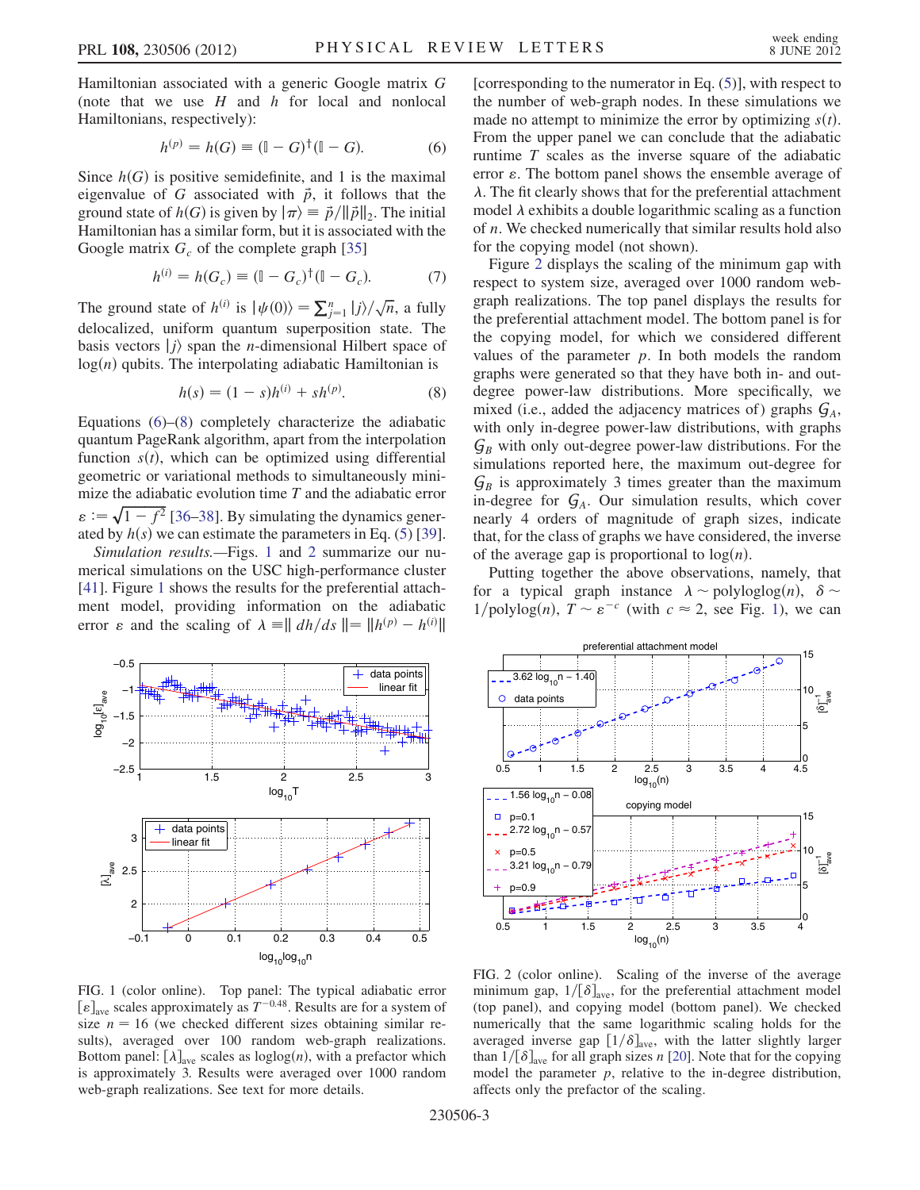Hamiltonian associated with a generic Google matrix $G$ (note that we use $H$ and $h$ for local and nonlocal Hamiltonians, respectively):

$$h^{(p)} = h(G) \equiv (\mathbb{I} - G)^{\dagger}(\mathbb{I} - G). \quad (6)$$

Since $h(G)$ is positive semidefinite, and 1 is the maximal eigenvalue of $G$ associated with $\vec{p}$, it follows that the ground state of $h(G)$ is given by $|\pi\rangle \equiv \vec{p}/\|\vec{p}\|_2$. The initial Hamiltonian has a similar form, but it is associated with the Google matrix $G_c$ of the complete graph [35]

$$h^{(i)} = h(G_c) \equiv (\mathbb{I} - G_c)^{\dagger}(\mathbb{I} - G_c). \quad (7)$$

The ground state of $h^{(i)}$ is $|\psi(0)\rangle = \sum_{j=1}^{n} |j\rangle/\sqrt{n}$, a fully delocalized, uniform quantum superposition state. The basis vectors $|j\rangle$ span the $n$-dimensional Hilbert space of $\log(n)$ qubits. The interpolating adiabatic Hamiltonian is

$$h(s) = (1 - s)h^{(i)} + sh^{(p)}. \quad (8)$$

Equations (6)–(8) completely characterize the adiabatic quantum PageRank algorithm, apart from the interpolation function $s(t)$, which can be optimized using differential geometric or variational methods to simultaneously minimize the adiabatic evolution time $T$ and the adiabatic error $\varepsilon := \sqrt{1 - f^2}$ [36–38]. By simulating the dynamics generated by $h(s)$ we can estimate the parameters in Eq. (5) [39].

*Simulation results.*—Figs. 1 and 2 summarize our numerical simulations on the USC high-performance cluster [41]. Figure 1 shows the results for the preferential attachment model, providing information on the adiabatic error $\varepsilon$ and the scaling of $\lambda \equiv \| dh/ds \| = \|h^{(p)} - h^{(i)}\|$ [corresponding to the numerator in Eq. (5)], with respect to the number of web-graph nodes. In these simulations we made no attempt to minimize the error by optimizing $s(t)$. From the upper panel we can conclude that the adiabatic runtime $T$ scales as the inverse square of the adiabatic error $\varepsilon$. The bottom panel shows the ensemble average of $\lambda$. The fit clearly shows that for the preferential attachment model $\lambda$ exhibits a double logarithmic scaling as a function of $n$. We checked numerically that similar results hold also for the copying model (not shown).

Figure 2 displays the scaling of the minimum gap with respect to system size, averaged over 1000 random web-graph realizations. The top panel displays the results for the preferential attachment model. The bottom panel is for the copying model, for which we considered different values of the parameter $p$. In both models the random graphs were generated so that they have both in- and out-degree power-law distributions. More specifically, we mixed (i.e., added the adjacency matrices of) graphs $\mathcal{G}_A$, with only in-degree power-law distributions, with graphs $\mathcal{G}_B$ with only out-degree power-law distributions. For the simulations reported here, the maximum out-degree for $\mathcal{G}_B$ is approximately 3 times greater than the maximum in-degree for $\mathcal{G}_A$. Our simulation results, which cover nearly 4 orders of magnitude of graph sizes, indicate that, for the class of graphs we have considered, the inverse of the average gap is proportional to $\log(n)$.

Putting together the above observations, namely, that for a typical graph instance $\lambda \sim \text{polyloglog}(n)$, $\delta \sim 1/\text{polylog}(n)$, $T \sim \varepsilon^{-c}$ (with $c \approx 2$, see Fig. 1), we can

FIG. 1 (color online). Top panel: The typical adiabatic error $[\varepsilon]_{\text{ave}}$ scales approximately as $T^{-0.48}$. Results are for a system of size $n = 16$ (we checked different sizes obtaining similar results), averaged over 100 random web-graph realizations. Bottom panel: $[\lambda]_{\text{ave}}$ scales as $\log\log(n)$, with a prefactor which is approximately 3. Results were averaged over 1000 random web-graph realizations. See text for more details.

FIG. 2 (color online). Scaling of the inverse of the average minimum gap, $1/[\delta]_{\text{ave}}$, for the preferential attachment model (top panel), and copying model (bottom panel). We checked numerically that the same logarithmic scaling holds for the averaged inverse gap $[1/\delta]_{\text{ave}}$, with the latter slightly larger than $1/[\delta]_{\text{ave}}$ for all graph sizes $n$ [20]. Note that for the copying model the parameter $p$, relative to the in-degree distribution, affects only the prefactor of the scaling.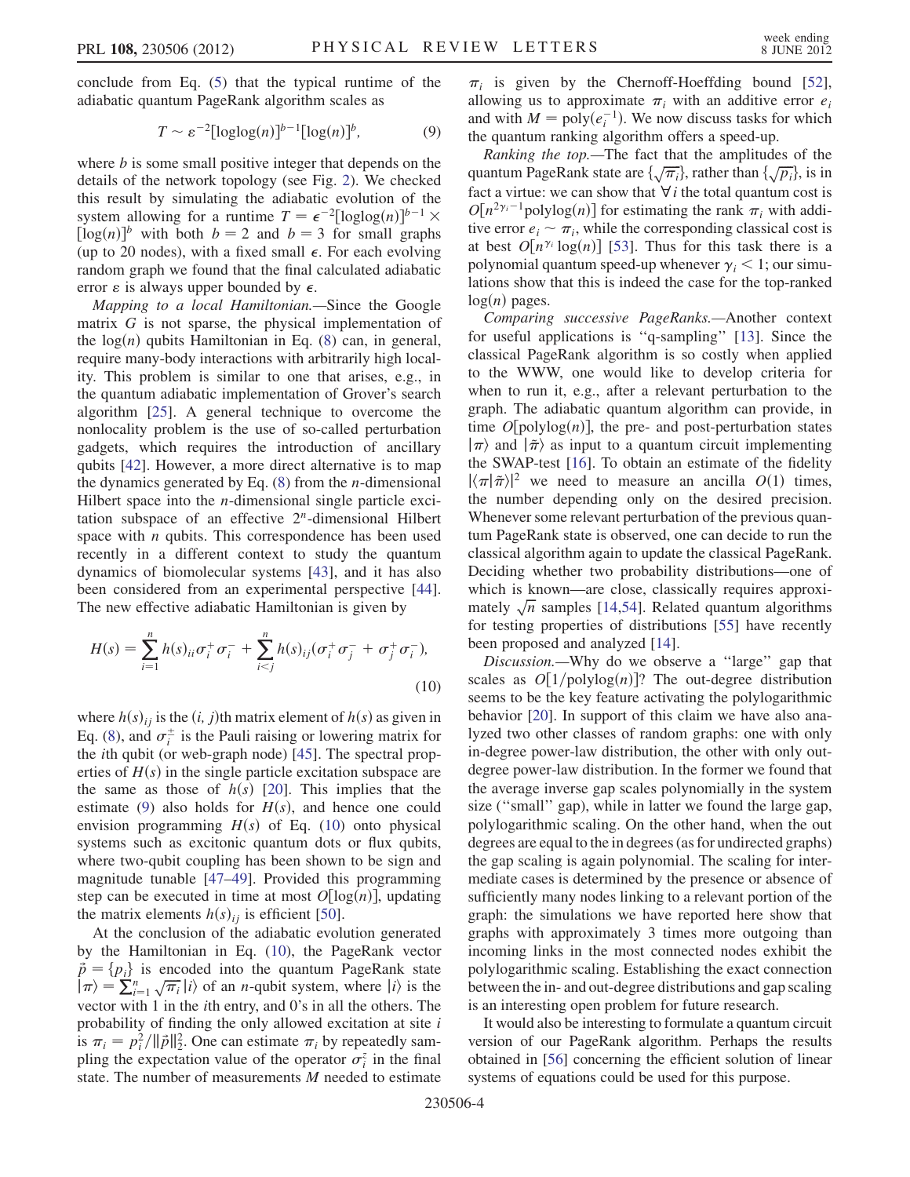conclude from Eq. (5) that the typical runtime of the adiabatic quantum PageRank algorithm scales as

$$T \sim \varepsilon^{-2}[\mathrm{loglog}(n)]^{b-1}[\log(n)]^{b}, \tag{9}$$

where $b$ is some small positive integer that depends on the details of the network topology (see Fig. 2). We checked this result by simulating the adiabatic evolution of the system allowing for a runtime $T = \epsilon^{-2}[\mathrm{loglog}(n)]^{b-1} \times [\log(n)]^{b}$ with both $b = 2$ and $b = 3$ for small graphs (up to 20 nodes), with a fixed small $\epsilon$. For each evolving random graph we found that the final calculated adiabatic error $\varepsilon$ is always upper bounded by $\epsilon$.

*Mapping to a local Hamiltonian.*—Since the Google matrix $G$ is not sparse, the physical implementation of the $\log(n)$ qubits Hamiltonian in Eq. (8) can, in general, require many-body interactions with arbitrarily high locality. This problem is similar to one that arises, e.g., in the quantum adiabatic implementation of Grover's search algorithm [25]. A general technique to overcome the nonlocality problem is the use of so-called perturbation gadgets, which requires the introduction of ancillary qubits [42]. However, a more direct alternative is to map the dynamics generated by Eq. (8) from the $n$-dimensional Hilbert space into the $n$-dimensional single particle excitation subspace of an effective $2^n$-dimensional Hilbert space with $n$ qubits. This correspondence has been used recently in a different context to study the quantum dynamics of biomolecular systems [43], and it has also been considered from an experimental perspective [44]. The new effective adiabatic Hamiltonian is given by

$$H(s) = \sum_{i=1}^{n} h(s)_{ii}\sigma_i^+\sigma_i^- + \sum_{i<j}^{n} h(s)_{ij}(\sigma_i^+\sigma_j^- + \sigma_j^+\sigma_i^-), \tag{10}$$

where $h(s)_{ij}$ is the $(i, j)$th matrix element of $h(s)$ as given in Eq. (8), and $\sigma_i^{\pm}$ is the Pauli raising or lowering matrix for the $i$th qubit (or web-graph node) [45]. The spectral properties of $H(s)$ in the single particle excitation subspace are the same as those of $h(s)$ [20]. This implies that the estimate (9) also holds for $H(s)$, and hence one could envision programming $H(s)$ of Eq. (10) onto physical systems such as excitonic quantum dots or flux qubits, where two-qubit coupling has been shown to be sign and magnitude tunable [47–49]. Provided this programming step can be executed in time at most $O[\log(n)]$, updating the matrix elements $h(s)_{ij}$ is efficient [50].

At the conclusion of the adiabatic evolution generated by the Hamiltonian in Eq. (10), the PageRank vector $\vec{p} = \{p_i\}$ is encoded into the quantum PageRank state $|\pi\rangle = \sum_{i=1}^{n}\sqrt{\pi_i}|i\rangle$ of an $n$-qubit system, where $|i\rangle$ is the vector with 1 in the $i$th entry, and 0's in all the others. The probability of finding the only allowed excitation at site $i$ is $\pi_i = p_i^2/\|\vec{p}\|_2^2$. One can estimate $\pi_i$ by repeatedly sampling the expectation value of the operator $\sigma_i^z$ in the final state. The number of measurements $M$ needed to estimate $\pi_i$ is given by the Chernoff-Hoeffding bound [52], allowing us to approximate $\pi_i$ with an additive error $e_i$ and with $M = \mathrm{poly}(e_i^{-1})$. We now discuss tasks for which the quantum ranking algorithm offers a speed-up.

*Ranking the top.*—The fact that the amplitudes of the quantum PageRank state are $\{\sqrt{\pi_i}\}$, rather than $\{\sqrt{p_i}\}$, is in fact a virtue: we can show that $\forall i$ the total quantum cost is $O[n^{2\gamma_i-1}\mathrm{polylog}(n)]$ for estimating the rank $\pi_i$ with additive error $e_i \sim \pi_i$, while the corresponding classical cost is at best $O[n^{\gamma_i}\log(n)]$ [53]. Thus for this task there is a polynomial quantum speed-up whenever $\gamma_i < 1$; our simulations show that this is indeed the case for the top-ranked $\log(n)$ pages.

*Comparing successive PageRanks.*—Another context for useful applications is "q-sampling" [13]. Since the classical PageRank algorithm is so costly when applied to the WWW, one would like to develop criteria for when to run it, e.g., after a relevant perturbation to the graph. The adiabatic quantum algorithm can provide, in time $O[\mathrm{polylog}(n)]$, the pre- and post-perturbation states $|\pi\rangle$ and $|\tilde{\pi}\rangle$ as input to a quantum circuit implementing the SWAP-test [16]. To obtain an estimate of the fidelity $|\langle\pi|\tilde{\pi}\rangle|^2$ we need to measure an ancilla $O(1)$ times, the number depending only on the desired precision. Whenever some relevant perturbation of the previous quantum PageRank state is observed, one can decide to run the classical algorithm again to update the classical PageRank. Deciding whether two probability distributions—one of which is known—are close, classically requires approximately $\sqrt{n}$ samples [14,54]. Related quantum algorithms for testing properties of distributions [55] have recently been proposed and analyzed [14].

*Discussion.*—Why do we observe a "large" gap that scales as $O[1/\mathrm{polylog}(n)]$? The out-degree distribution seems to be the key feature activating the polylogarithmic behavior [20]. In support of this claim we have also analyzed two other classes of random graphs: one with only in-degree power-law distribution, the other with only out-degree power-law distribution. In the former we found that the average inverse gap scales polynomially in the system size ("small" gap), while in latter we found the large gap, polylogarithmic scaling. On the other hand, when the out degrees are equal to the in degrees (as for undirected graphs) the gap scaling is again polynomial. The scaling for intermediate cases is determined by the presence or absence of sufficiently many nodes linking to a relevant portion of the graph: the simulations we have reported here show that graphs with approximately 3 times more outgoing than incoming links in the most connected nodes exhibit the polylogarithmic scaling. Establishing the exact connection between the in- and out-degree distributions and gap scaling is an interesting open problem for future research.

It would also be interesting to formulate a quantum circuit version of our PageRank algorithm. Perhaps the results obtained in [56] concerning the efficient solution of linear systems of equations could be used for this purpose.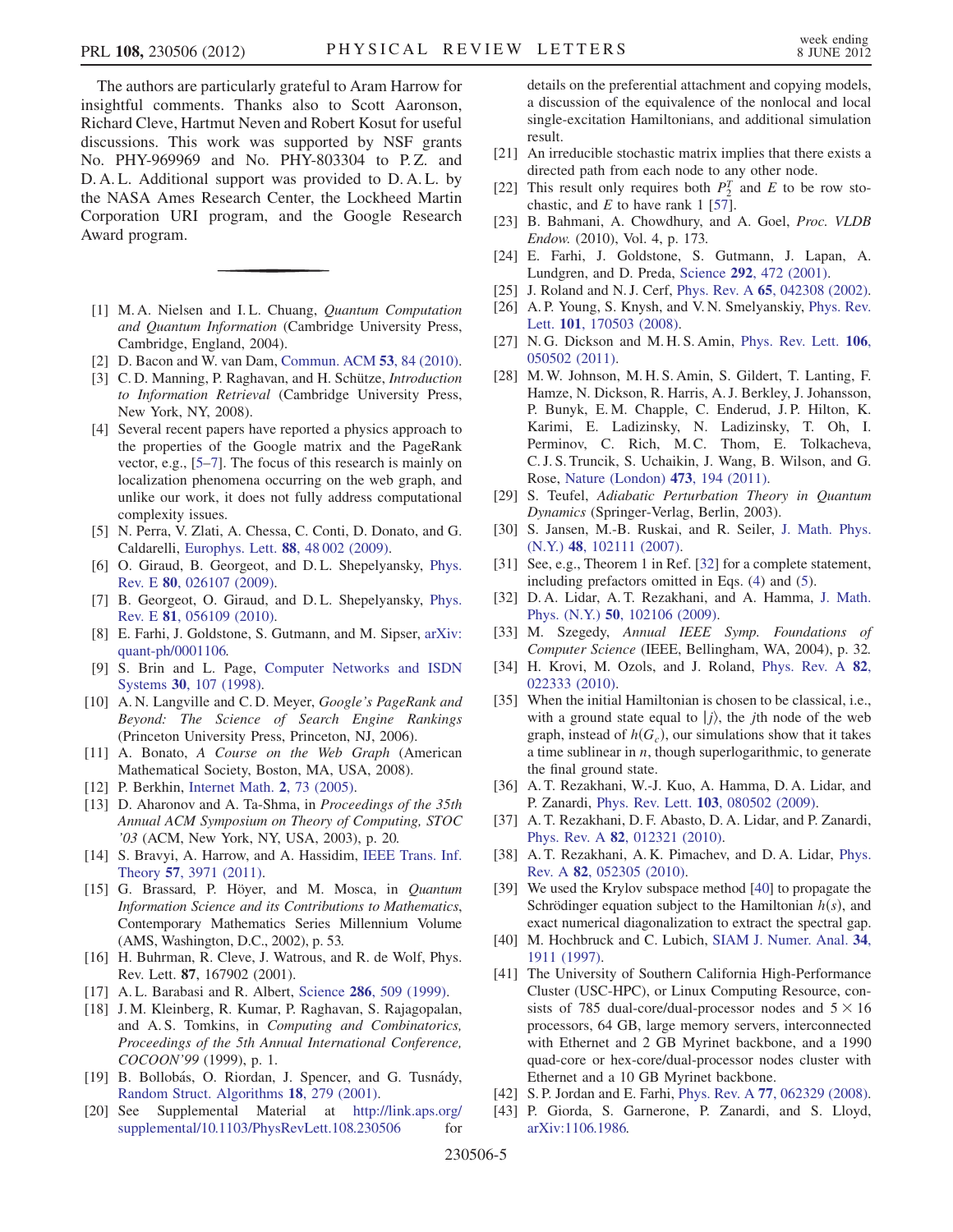The authors are particularly grateful to Aram Harrow for insightful comments. Thanks also to Scott Aaronson, Richard Cleve, Hartmut Neven and Robert Kosut for useful discussions. This work was supported by NSF grants No. PHY-969969 and No. PHY-803304 to P. Z. and D. A. L. Additional support was provided to D. A. L. by the NASA Ames Research Center, the Lockheed Martin Corporation URI program, and the Google Research Award program.

---

[1] M. A. Nielsen and I. L. Chuang, *Quantum Computation and Quantum Information* (Cambridge University Press, Cambridge, England, 2004).

[2] D. Bacon and W. van Dam, Commun. ACM **53**, 84 (2010).

[3] C. D. Manning, P. Raghavan, and H. Schütze, *Introduction to Information Retrieval* (Cambridge University Press, New York, NY, 2008).

[4] Several recent papers have reported a physics approach to the properties of the Google matrix and the PageRank vector, e.g., [5–7]. The focus of this research is mainly on localization phenomena occurring on the web graph, and unlike our work, it does not fully address computational complexity issues.

[5] N. Perra, V. Zlati, A. Chessa, C. Conti, D. Donato, and G. Caldarelli, Europhys. Lett. **88**, 48 002 (2009).

[6] O. Giraud, B. Georgeot, and D. L. Shepelyansky, Phys. Rev. E **80**, 026107 (2009).

[7] B. Georgeot, O. Giraud, and D. L. Shepelyansky, Phys. Rev. E **81**, 056109 (2010).

[8] E. Farhi, J. Goldstone, S. Gutmann, and M. Sipser, arXiv: quant-ph/0001106.

[9] S. Brin and L. Page, Computer Networks and ISDN Systems **30**, 107 (1998).

[10] A. N. Langville and C. D. Meyer, *Google's PageRank and Beyond: The Science of Search Engine Rankings* (Princeton University Press, Princeton, NJ, 2006).

[11] A. Bonato, *A Course on the Web Graph* (American Mathematical Society, Boston, MA, USA, 2008).

[12] P. Berkhin, Internet Math. **2**, 73 (2005).

[13] D. Aharonov and A. Ta-Shma, in *Proceedings of the 35th Annual ACM Symposium on Theory of Computing, STOC '03* (ACM, New York, NY, USA, 2003), p. 20.

[14] S. Bravyi, A. Harrow, and A. Hassidim, IEEE Trans. Inf. Theory **57**, 3971 (2011).

[15] G. Brassard, P. Höyer, and M. Mosca, in *Quantum Information Science and its Contributions to Mathematics*, Contemporary Mathematics Series Millennium Volume (AMS, Washington, D.C., 2002), p. 53.

[16] H. Buhrman, R. Cleve, J. Watrous, and R. de Wolf, Phys. Rev. Lett. **87**, 167902 (2001).

[17] A. L. Barabasi and R. Albert, Science **286**, 509 (1999).

[18] J. M. Kleinberg, R. Kumar, P. Raghavan, S. Rajagopalan, and A. S. Tomkins, in *Computing and Combinatorics, Proceedings of the 5th Annual International Conference, COCOON'99* (1999), p. 1.

[19] B. Bollobás, O. Riordan, J. Spencer, and G. Tusnády, Random Struct. Algorithms **18**, 279 (2001).

[20] See Supplemental Material at http://link.aps.org/supplemental/10.1103/PhysRevLett.108.230506 for details on the preferential attachment and copying models, a discussion of the equivalence of the nonlocal and local single-excitation Hamiltonians, and additional simulation result.

[21] An irreducible stochastic matrix implies that there exists a directed path from each node to any other node.

[22] This result only requires both $P_2^T$ and $E$ to be row stochastic, and $E$ to have rank 1 [57].

[23] B. Bahmani, A. Chowdhury, and A. Goel, *Proc. VLDB Endow.* (2010), Vol. 4, p. 173.

[24] E. Farhi, J. Goldstone, S. Gutmann, J. Lapan, A. Lundgren, and D. Preda, Science **292**, 472 (2001).

[25] J. Roland and N. J. Cerf, Phys. Rev. A **65**, 042308 (2002).

[26] A. P. Young, S. Knysh, and V. N. Smelyanskiy, Phys. Rev. Lett. **101**, 170503 (2008).

[27] N. G. Dickson and M. H. S. Amin, Phys. Rev. Lett. **106**, 050502 (2011).

[28] M. W. Johnson, M. H. S. Amin, S. Gildert, T. Lanting, F. Hamze, N. Dickson, R. Harris, A. J. Berkley, J. Johansson, P. Bunyk, E. M. Chapple, C. Enderud, J. P. Hilton, K. Karimi, E. Ladizinsky, N. Ladizinsky, T. Oh, I. Perminov, C. Rich, M. C. Thom, E. Tolkacheva, C. J. S. Truncik, S. Uchaikin, J. Wang, B. Wilson, and G. Rose, Nature (London) **473**, 194 (2011).

[29] S. Teufel, *Adiabatic Perturbation Theory in Quantum Dynamics* (Springer-Verlag, Berlin, 2003).

[30] S. Jansen, M.-B. Ruskai, and R. Seiler, J. Math. Phys. (N.Y.) **48**, 102111 (2007).

[31] See, e.g., Theorem 1 in Ref. [32] for a complete statement, including prefactors omitted in Eqs. (4) and (5).

[32] D. A. Lidar, A. T. Rezakhani, and A. Hamma, J. Math. Phys. (N.Y.) **50**, 102106 (2009).

[33] M. Szegedy, *Annual IEEE Symp. Foundations of Computer Science* (IEEE, Bellingham, WA, 2004), p. 32.

[34] H. Krovi, M. Ozols, and J. Roland, Phys. Rev. A **82**, 022333 (2010).

[35] When the initial Hamiltonian is chosen to be classical, i.e., with a ground state equal to $|j\rangle$, the $j$th node of the web graph, instead of $h(G_c)$, our simulations show that it takes a time sublinear in $n$, though superlogarithmic, to generate the final ground state.

[36] A. T. Rezakhani, W.-J. Kuo, A. Hamma, D. A. Lidar, and P. Zanardi, Phys. Rev. Lett. **103**, 080502 (2009).

[37] A. T. Rezakhani, D. F. Abasto, D. A. Lidar, and P. Zanardi, Phys. Rev. A **82**, 012321 (2010).

[38] A. T. Rezakhani, A. K. Pimachev, and D. A. Lidar, Phys. Rev. A **82**, 052305 (2010).

[39] We used the Krylov subspace method [40] to propagate the Schrödinger equation subject to the Hamiltonian $h(s)$, and exact numerical diagonalization to extract the spectral gap.

[40] M. Hochbruck and C. Lubich, SIAM J. Numer. Anal. **34**, 1911 (1997).

[41] The University of Southern California High-Performance Cluster (USC-HPC), or Linux Computing Resource, consists of 785 dual-core/dual-processor nodes and $5 \times 16$ processors, 64 GB, large memory servers, interconnected with Ethernet and 2 GB Myrinet backbone, and a 1990 quad-core or hex-core/dual-processor nodes cluster with Ethernet and a 10 GB Myrinet backbone.

[42] S. P. Jordan and E. Farhi, Phys. Rev. A **77**, 062329 (2008).

[43] P. Giorda, S. Garnerone, P. Zanardi, and S. Lloyd, arXiv:1106.1986.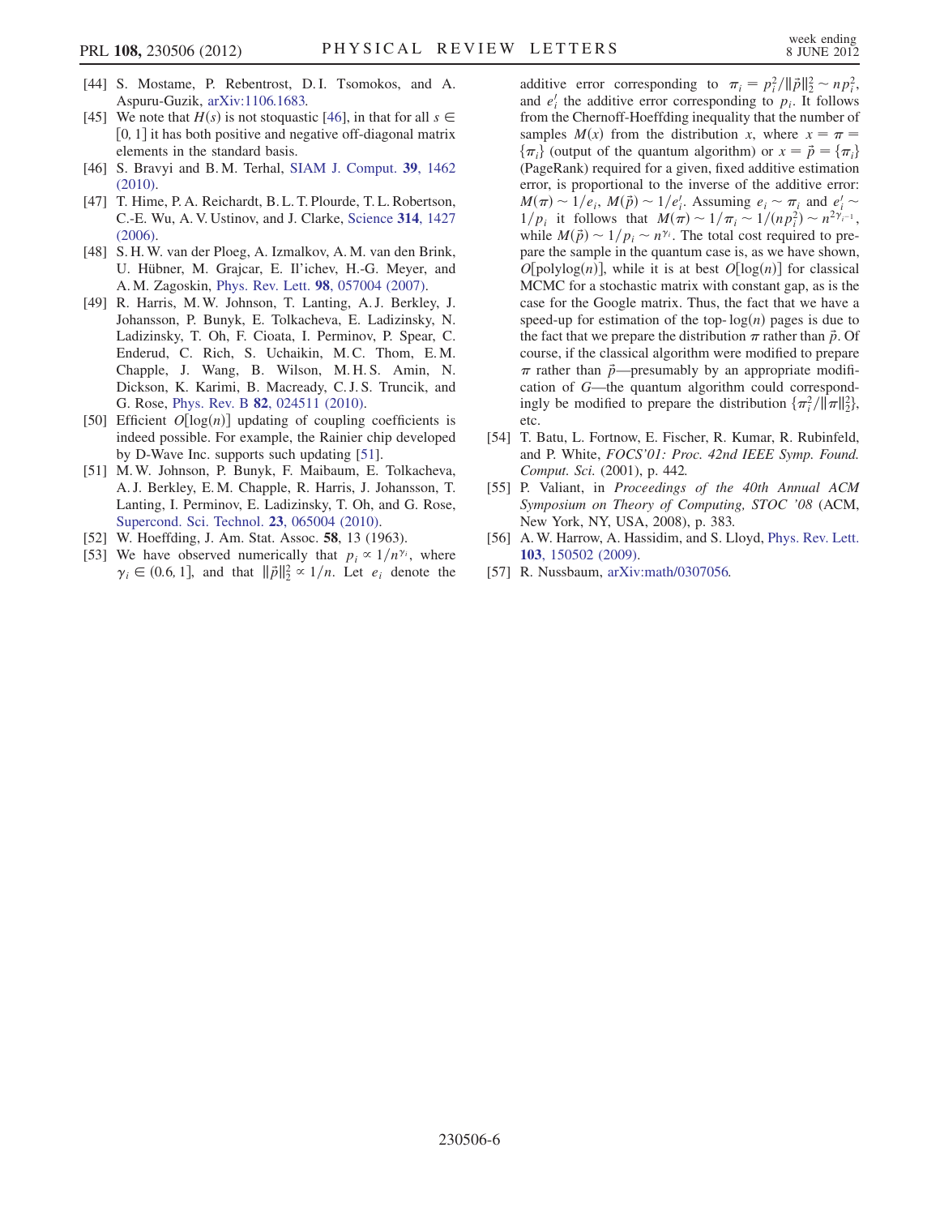[44] S. Mostame, P. Rebentrost, D. I. Tsomokos, and A. Aspuru-Guzik, arXiv:1106.1683.

[45] We note that $H(s)$ is not stoquastic [46], in that for all $s \in [0, 1]$ it has both positive and negative off-diagonal matrix elements in the standard basis.

[46] S. Bravyi and B. M. Terhal, SIAM J. Comput. **39**, 1462 (2010).

[47] T. Hime, P. A. Reichardt, B. L. T. Plourde, T. L. Robertson, C.-E. Wu, A. V. Ustinov, and J. Clarke, Science **314**, 1427 (2006).

[48] S. H. W. van der Ploeg, A. Izmalkov, A. M. van den Brink, U. Hübner, M. Grajcar, E. Il'ichev, H.-G. Meyer, and A. M. Zagoskin, Phys. Rev. Lett. **98**, 057004 (2007).

[49] R. Harris, M. W. Johnson, T. Lanting, A. J. Berkley, J. Johansson, P. Bunyk, E. Tolkacheva, E. Ladizinsky, N. Ladizinsky, T. Oh, F. Cioata, I. Perminov, P. Spear, C. Enderud, C. Rich, S. Uchaikin, M. C. Thom, E. M. Chapple, J. Wang, B. Wilson, M. H. S. Amin, N. Dickson, K. Karimi, B. Macready, C. J. S. Truncik, and G. Rose, Phys. Rev. B **82**, 024511 (2010).

[50] Efficient $O[\log(n)]$ updating of coupling coefficients is indeed possible. For example, the Rainier chip developed by D-Wave Inc. supports such updating [51].

[51] M. W. Johnson, P. Bunyk, F. Maibaum, E. Tolkacheva, A. J. Berkley, E. M. Chapple, R. Harris, J. Johansson, T. Lanting, I. Perminov, E. Ladizinsky, T. Oh, and G. Rose, Supercond. Sci. Technol. **23**, 065004 (2010).

[52] W. Hoeffding, J. Am. Stat. Assoc. **58**, 13 (1963).

[53] We have observed numerically that $p_i \propto 1/n^{\gamma_i}$, where $\gamma_i \in (0.6, 1]$, and that $\|\vec{p}\|_2^2 \propto 1/n$. Let $e_i$ denote the additive error corresponding to $\pi_i = p_i^2/\|\vec{p}\|_2^2 \sim np_i^2$, and $e_i'$ the additive error corresponding to $p_i$. It follows from the Chernoff-Hoeffding inequality that the number of samples $M(x)$ from the distribution $x$, where $x = \pi = \{\pi_i\}$ (output of the quantum algorithm) or $x = \vec{p} = \{\pi_i\}$ (PageRank) required for a given, fixed additive estimation error, is proportional to the inverse of the additive error: $M(\pi) \sim 1/e_i$, $M(\vec{p}) \sim 1/e_i'$. Assuming $e_i \sim \pi_i$ and $e_i' \sim 1/p_i$ it follows that $M(\pi) \sim 1/\pi_i \sim 1/(np_i^2) \sim n^{2\gamma_{i-1}}$, while $M(\vec{p}) \sim 1/p_i \sim n^{\gamma_i}$. The total cost required to prepare the sample in the quantum case is, as we have shown, $O[\text{polylog}(n)]$, while it is at best $O[\log(n)]$ for classical MCMC for a stochastic matrix with constant gap, as is the case for the Google matrix. Thus, the fact that we have a speed-up for estimation of the top-$\log(n)$ pages is due to the fact that we prepare the distribution $\pi$ rather than $\vec{p}$. Of course, if the classical algorithm were modified to prepare $\pi$ rather than $\vec{p}$—presumably by an appropriate modification of $G$—the quantum algorithm could correspondingly be modified to prepare the distribution $\{\pi_i^2/\|\pi\|_2^2\}$, etc.

[54] T. Batu, L. Fortnow, E. Fischer, R. Kumar, R. Rubinfeld, and P. White, *FOCS'01: Proc. 42nd IEEE Symp. Found. Comput. Sci.* (2001), p. 442.

[55] P. Valiant, in *Proceedings of the 40th Annual ACM Symposium on Theory of Computing, STOC '08* (ACM, New York, NY, USA, 2008), p. 383.

[56] A. W. Harrow, A. Hassidim, and S. Lloyd, Phys. Rev. Lett. **103**, 150502 (2009).

[57] R. Nussbaum, arXiv:math/0307056.